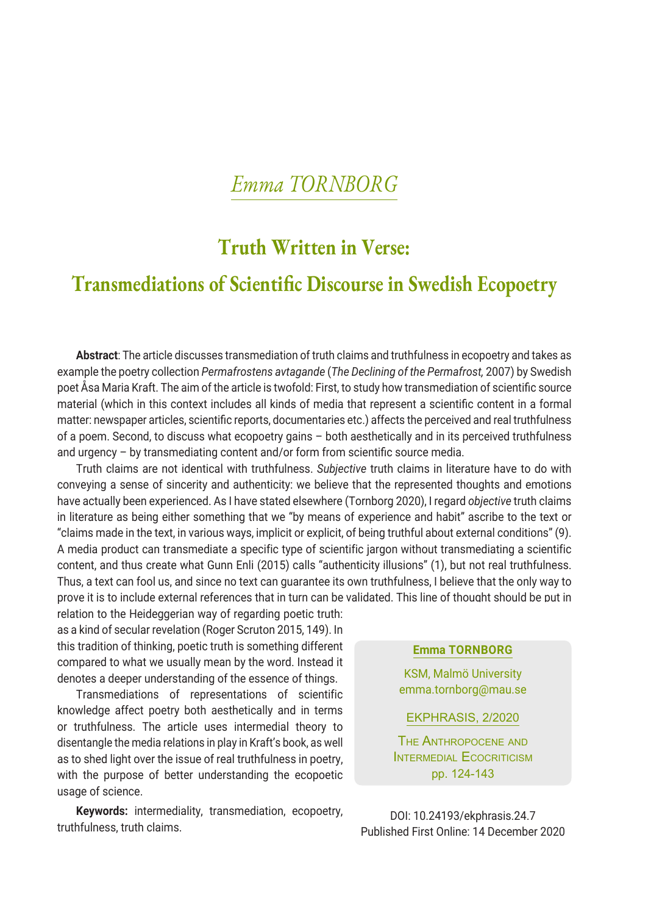*Emma TORNBORG*

# Truth Written in Verse: Transmediations of Scientific Discourse in Swedish Ecopoetry

**Abstract**: The article discusses transmediation of truth claims and truthfulness in ecopoetry and takes as example the poetry collection *Permafrostens avtagande* (*The Declining of the Permafrost,* 2007) by Swedish poet Åsa Maria Kraft. The aim of the article is twofold: First, to study how transmediation of scientific source material (which in this context includes all kinds of media that represent a scientific content in a formal matter: newspaper articles, scientific reports, documentaries etc.) affects the perceived and real truthfulness of a poem. Second, to discuss what ecopoetry gains – both aesthetically and in its perceived truthfulness and urgency – by transmediating content and/or form from scientific source media.

Truth claims are not identical with truthfulness. *Subjective* truth claims in literature have to do with conveying a sense of sincerity and authenticity: we believe that the represented thoughts and emotions have actually been experienced. As I have stated elsewhere (Tornborg 2020), I regard *objective* truth claims in literature as being either something that we "by means of experience and habit" ascribe to the text or "claims made in the text, in various ways, implicit or explicit, of being truthful about external conditions" (9). A media product can transmediate a specific type of scientific jargon without transmediating a scientific content, and thus create what Gunn Enli (2015) calls "authenticity illusions" (1), but not real truthfulness. Thus, a text can fool us, and since no text can guarantee its own truthfulness, I believe that the only way to prove it is to include external references that in turn can be validated. This line of thought should be put in relation to the Heideggerian way of regarding poetic truth: as a kind of secular revelation (Roger Scruton 2015, 149). In this tradition of thinking, poetic truth is something different compared to what we usually mean by the word. Instead it denotes a deeper understanding of the essence of things.

Transmediations of representations of scientific knowledge affect poetry both aesthetically and in terms or truthfulness. The article uses intermedial theory to disentangle the media relations in play in Kraft's book, as well as to shed light over the issue of real truthfulness in poetry, with the purpose of better understanding the ecopoetic usage of science.

**Keywords:** intermediality, transmediation, ecopoetry, truthfulness, truth claims.

**Emma TORNBORG**

KSM, Malmö University
emma.tornborg@mau.se

EKPHRASIS, 2/2020

THE ANTHROPOCENE AND INTERMEDIAL ECOCRITICISM
pp. 124-143

DOI: 10.24193/ekphrasis.24.7
Published First Online: 14 December 2020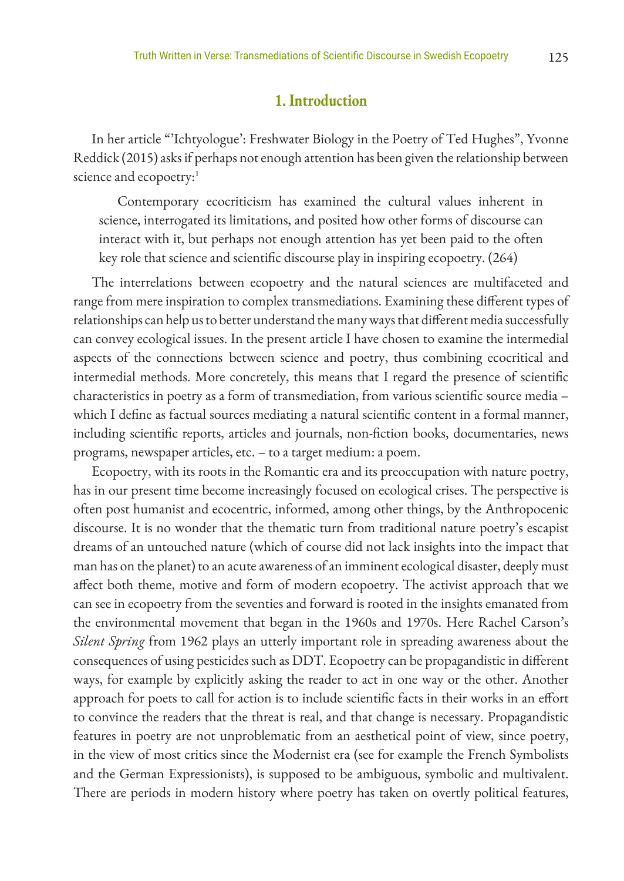## 1. Introduction

In her article "'Ichtyologue': Freshwater Biology in the Poetry of Ted Hughes", Yvonne Reddick (2015) asks if perhaps not enough attention has been given the relationship between science and ecopoetry:[1]

> Contemporary ecocriticism has examined the cultural values inherent in science, interrogated its limitations, and posited how other forms of discourse can interact with it, but perhaps not enough attention has yet been paid to the often key role that science and scientific discourse play in inspiring ecopoetry. (264)

The interrelations between ecopoetry and the natural sciences are multifaceted and range from mere inspiration to complex transmediations. Examining these different types of relationships can help us to better understand the many ways that different media successfully can convey ecological issues. In the present article I have chosen to examine the intermedial aspects of the connections between science and poetry, thus combining ecocritical and intermedial methods. More concretely, this means that I regard the presence of scientific characteristics in poetry as a form of transmediation, from various scientific source media – which I define as factual sources mediating a natural scientific content in a formal manner, including scientific reports, articles and journals, non-fiction books, documentaries, news programs, newspaper articles, etc. – to a target medium: a poem.

Ecopoetry, with its roots in the Romantic era and its preoccupation with nature poetry, has in our present time become increasingly focused on ecological crises. The perspective is often post humanist and ecocentric, informed, among other things, by the Anthropocenic discourse. It is no wonder that the thematic turn from traditional nature poetry's escapist dreams of an untouched nature (which of course did not lack insights into the impact that man has on the planet) to an acute awareness of an imminent ecological disaster, deeply must affect both theme, motive and form of modern ecopoetry. The activist approach that we can see in ecopoetry from the seventies and forward is rooted in the insights emanated from the environmental movement that began in the 1960s and 1970s. Here Rachel Carson's *Silent Spring* from 1962 plays an utterly important role in spreading awareness about the consequences of using pesticides such as DDT. Ecopoetry can be propagandistic in different ways, for example by explicitly asking the reader to act in one way or the other. Another approach for poets to call for action is to include scientific facts in their works in an effort to convince the readers that the threat is real, and that change is necessary. Propagandistic features in poetry are not unproblematic from an aesthetical point of view, since poetry, in the view of most critics since the Modernist era (see for example the French Symbolists and the German Expressionists), is supposed to be ambiguous, symbolic and multivalent. There are periods in modern history where poetry has taken on overtly political features,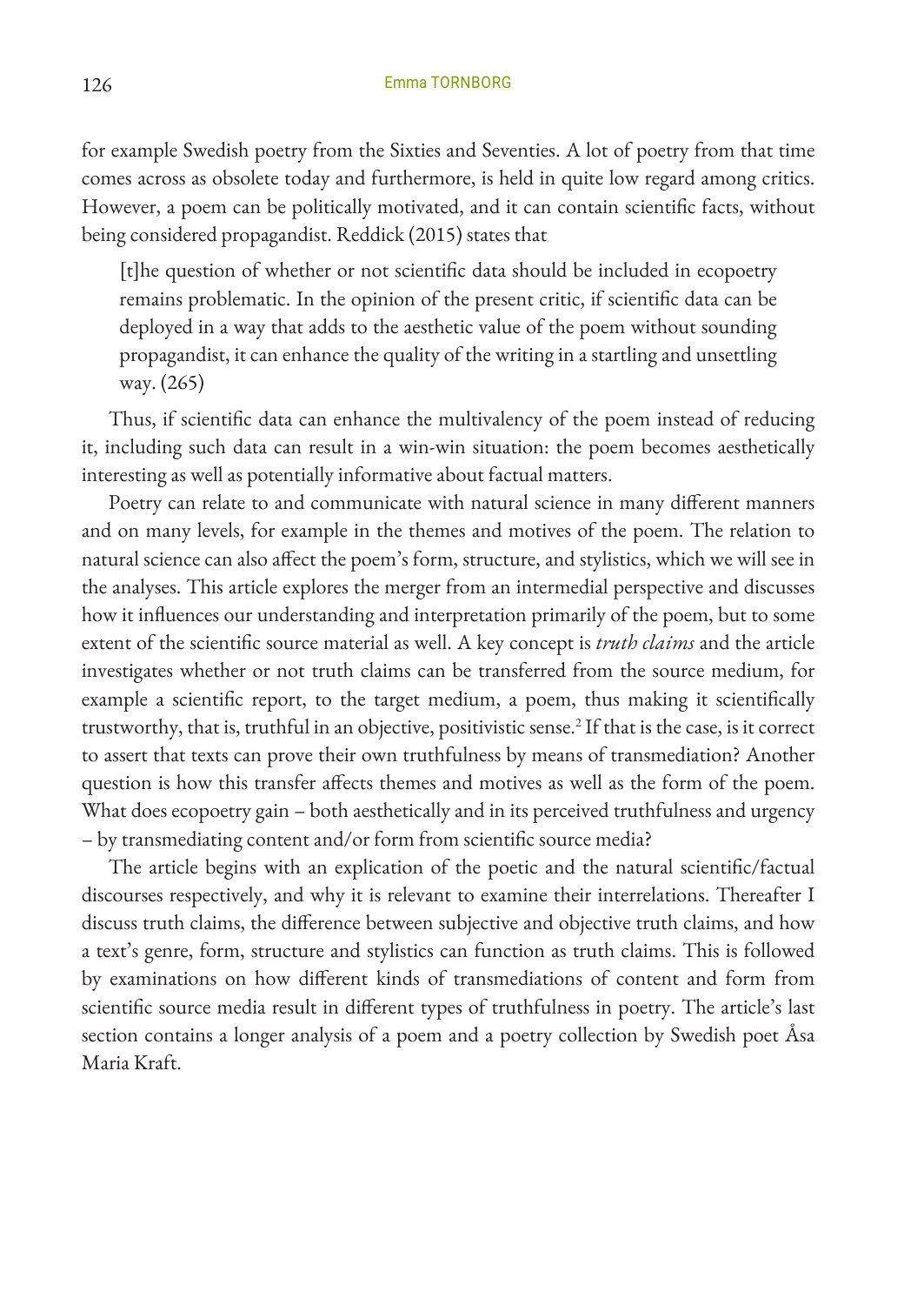for example Swedish poetry from the Sixties and Seventies. A lot of poetry from that time comes across as obsolete today and furthermore, is held in quite low regard among critics. However, a poem can be politically motivated, and it can contain scientific facts, without being considered propagandist. Reddick (2015) states that

> [t]he question of whether or not scientific data should be included in ecopoetry remains problematic. In the opinion of the present critic, if scientific data can be deployed in a way that adds to the aesthetic value of the poem without sounding propagandist, it can enhance the quality of the writing in a startling and unsettling way. (265)

Thus, if scientific data can enhance the multivalency of the poem instead of reducing it, including such data can result in a win-win situation: the poem becomes aesthetically interesting as well as potentially informative about factual matters.

Poetry can relate to and communicate with natural science in many different manners and on many levels, for example in the themes and motives of the poem. The relation to natural science can also affect the poem's form, structure, and stylistics, which we will see in the analyses. This article explores the merger from an intermedial perspective and discusses how it influences our understanding and interpretation primarily of the poem, but to some extent of the scientific source material as well. A key concept is *truth claims* and the article investigates whether or not truth claims can be transferred from the source medium, for example a scientific report, to the target medium, a poem, thus making it scientifically trustworthy, that is, truthful in an objective, positivistic sense.[2] If that is the case, is it correct to assert that texts can prove their own truthfulness by means of transmediation? Another question is how this transfer affects themes and motives as well as the form of the poem. What does ecopoetry gain – both aesthetically and in its perceived truthfulness and urgency – by transmediating content and/or form from scientific source media?

The article begins with an explication of the poetic and the natural scientific/factual discourses respectively, and why it is relevant to examine their interrelations. Thereafter I discuss truth claims, the difference between subjective and objective truth claims, and how a text's genre, form, structure and stylistics can function as truth claims. This is followed by examinations on how different kinds of transmediations of content and form from scientific source media result in different types of truthfulness in poetry. The article's last section contains a longer analysis of a poem and a poetry collection by Swedish poet Åsa Maria Kraft.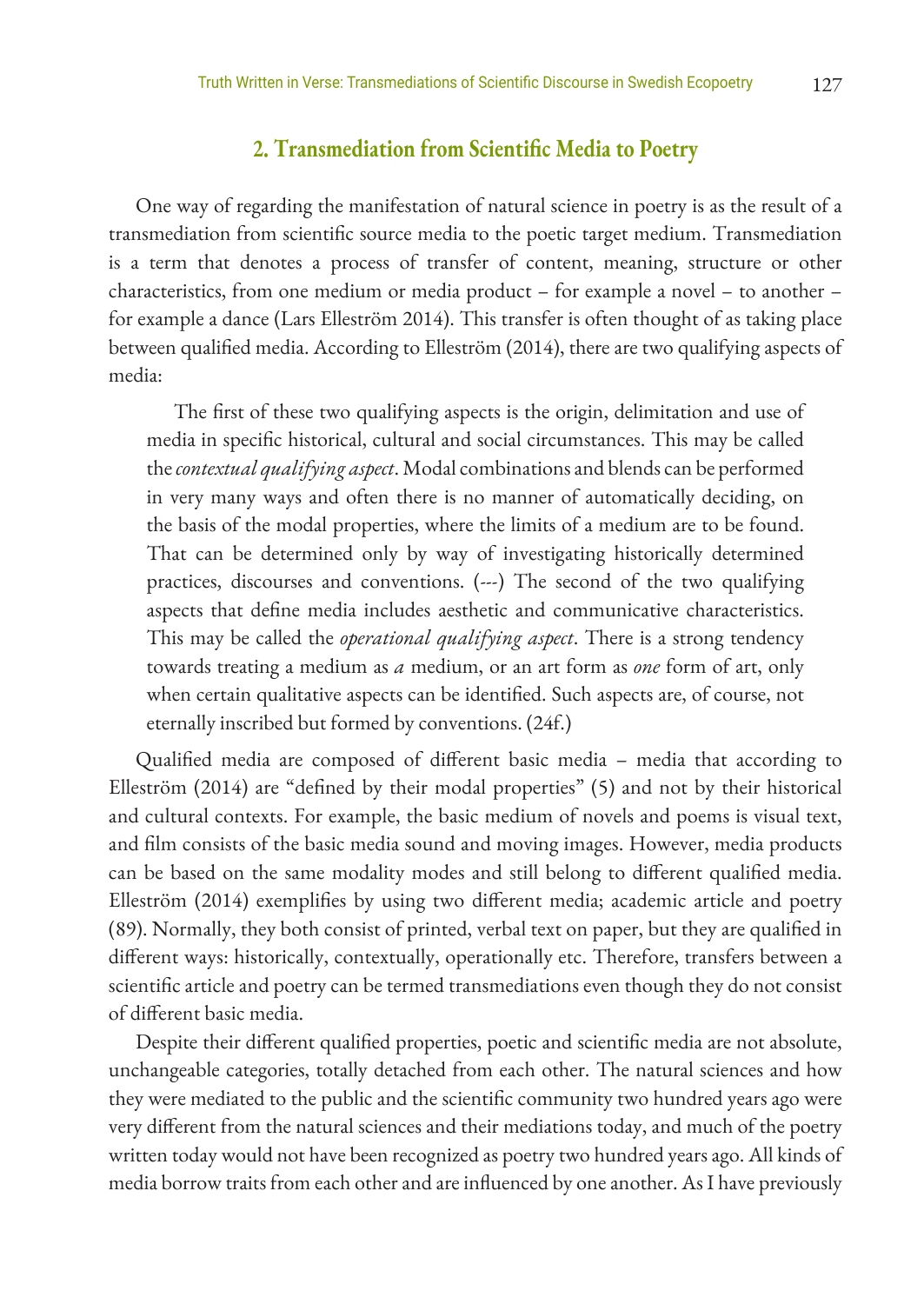## 2. Transmediation from Scientific Media to Poetry

One way of regarding the manifestation of natural science in poetry is as the result of a transmediation from scientific source media to the poetic target medium. Transmediation is a term that denotes a process of transfer of content, meaning, structure or other characteristics, from one medium or media product – for example a novel – to another – for example a dance (Lars Elleström 2014). This transfer is often thought of as taking place between qualified media. According to Elleström (2014), there are two qualifying aspects of media:

> The first of these two qualifying aspects is the origin, delimitation and use of media in specific historical, cultural and social circumstances. This may be called the *contextual qualifying aspect*. Modal combinations and blends can be performed in very many ways and often there is no manner of automatically deciding, on the basis of the modal properties, where the limits of a medium are to be found. That can be determined only by way of investigating historically determined practices, discourses and conventions. (---) The second of the two qualifying aspects that define media includes aesthetic and communicative characteristics. This may be called the *operational qualifying aspect*. There is a strong tendency towards treating a medium as *a* medium, or an art form as *one* form of art, only when certain qualitative aspects can be identified. Such aspects are, of course, not eternally inscribed but formed by conventions. (24f.)

Qualified media are composed of different basic media – media that according to Elleström (2014) are "defined by their modal properties" (5) and not by their historical and cultural contexts. For example, the basic medium of novels and poems is visual text, and film consists of the basic media sound and moving images. However, media products can be based on the same modality modes and still belong to different qualified media. Elleström (2014) exemplifies by using two different media; academic article and poetry (89). Normally, they both consist of printed, verbal text on paper, but they are qualified in different ways: historically, contextually, operationally etc. Therefore, transfers between a scientific article and poetry can be termed transmediations even though they do not consist of different basic media.

Despite their different qualified properties, poetic and scientific media are not absolute, unchangeable categories, totally detached from each other. The natural sciences and how they were mediated to the public and the scientific community two hundred years ago were very different from the natural sciences and their mediations today, and much of the poetry written today would not have been recognized as poetry two hundred years ago. All kinds of media borrow traits from each other and are influenced by one another. As I have previously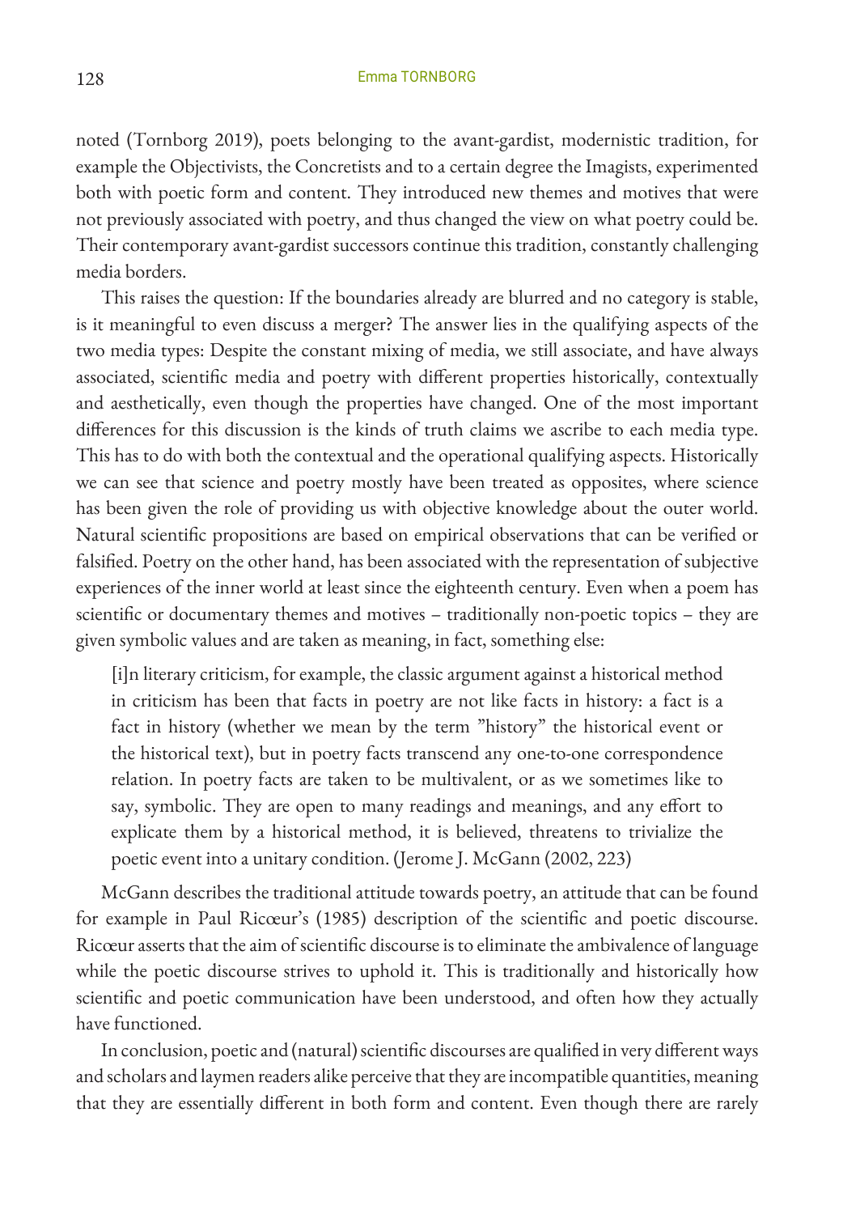noted (Tornborg 2019), poets belonging to the avant-gardist, modernistic tradition, for example the Objectivists, the Concretists and to a certain degree the Imagists, experimented both with poetic form and content. They introduced new themes and motives that were not previously associated with poetry, and thus changed the view on what poetry could be. Their contemporary avant-gardist successors continue this tradition, constantly challenging media borders.

This raises the question: If the boundaries already are blurred and no category is stable, is it meaningful to even discuss a merger? The answer lies in the qualifying aspects of the two media types: Despite the constant mixing of media, we still associate, and have always associated, scientific media and poetry with different properties historically, contextually and aesthetically, even though the properties have changed. One of the most important differences for this discussion is the kinds of truth claims we ascribe to each media type. This has to do with both the contextual and the operational qualifying aspects. Historically we can see that science and poetry mostly have been treated as opposites, where science has been given the role of providing us with objective knowledge about the outer world. Natural scientific propositions are based on empirical observations that can be verified or falsified. Poetry on the other hand, has been associated with the representation of subjective experiences of the inner world at least since the eighteenth century. Even when a poem has scientific or documentary themes and motives – traditionally non-poetic topics – they are given symbolic values and are taken as meaning, in fact, something else:

> [i]n literary criticism, for example, the classic argument against a historical method in criticism has been that facts in poetry are not like facts in history: a fact is a fact in history (whether we mean by the term "history" the historical event or the historical text), but in poetry facts transcend any one-to-one correspondence relation. In poetry facts are taken to be multivalent, or as we sometimes like to say, symbolic. They are open to many readings and meanings, and any effort to explicate them by a historical method, it is believed, threatens to trivialize the poetic event into a unitary condition. (Jerome J. McGann (2002, 223)

McGann describes the traditional attitude towards poetry, an attitude that can be found for example in Paul Ricœur's (1985) description of the scientific and poetic discourse. Ricœur asserts that the aim of scientific discourse is to eliminate the ambivalence of language while the poetic discourse strives to uphold it. This is traditionally and historically how scientific and poetic communication have been understood, and often how they actually have functioned.

In conclusion, poetic and (natural) scientific discourses are qualified in very different ways and scholars and laymen readers alike perceive that they are incompatible quantities, meaning that they are essentially different in both form and content. Even though there are rarely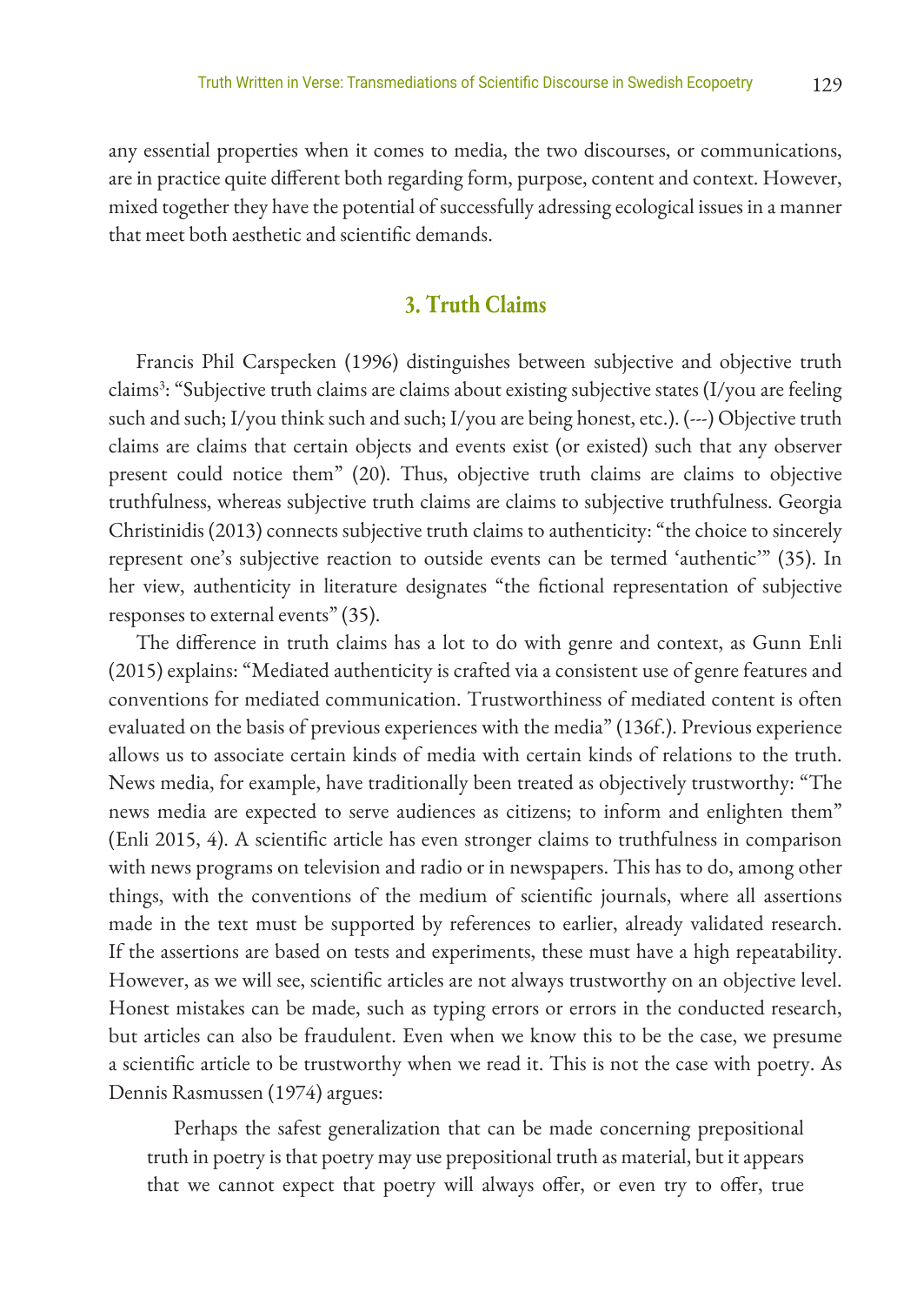any essential properties when it comes to media, the two discourses, or communications, are in practice quite different both regarding form, purpose, content and context. However, mixed together they have the potential of successfully adressing ecological issues in a manner that meet both aesthetic and scientific demands.

## 3. Truth Claims

Francis Phil Carspecken (1996) distinguishes between subjective and objective truth claims[3]: "Subjective truth claims are claims about existing subjective states (I/you are feeling such and such; I/you think such and such; I/you are being honest, etc.). (---) Objective truth claims are claims that certain objects and events exist (or existed) such that any observer present could notice them" (20). Thus, objective truth claims are claims to objective truthfulness, whereas subjective truth claims are claims to subjective truthfulness. Georgia Christinidis (2013) connects subjective truth claims to authenticity: "the choice to sincerely represent one's subjective reaction to outside events can be termed 'authentic'" (35). In her view, authenticity in literature designates "the fictional representation of subjective responses to external events" (35).

The difference in truth claims has a lot to do with genre and context, as Gunn Enli (2015) explains: "Mediated authenticity is crafted via a consistent use of genre features and conventions for mediated communication. Trustworthiness of mediated content is often evaluated on the basis of previous experiences with the media" (136f.). Previous experience allows us to associate certain kinds of media with certain kinds of relations to the truth. News media, for example, have traditionally been treated as objectively trustworthy: "The news media are expected to serve audiences as citizens; to inform and enlighten them" (Enli 2015, 4). A scientific article has even stronger claims to truthfulness in comparison with news programs on television and radio or in newspapers. This has to do, among other things, with the conventions of the medium of scientific journals, where all assertions made in the text must be supported by references to earlier, already validated research. If the assertions are based on tests and experiments, these must have a high repeatability. However, as we will see, scientific articles are not always trustworthy on an objective level. Honest mistakes can be made, such as typing errors or errors in the conducted research, but articles can also be fraudulent. Even when we know this to be the case, we presume a scientific article to be trustworthy when we read it. This is not the case with poetry. As Dennis Rasmussen (1974) argues:

> Perhaps the safest generalization that can be made concerning prepositional truth in poetry is that poetry may use prepositional truth as material, but it appears that we cannot expect that poetry will always offer, or even try to offer, true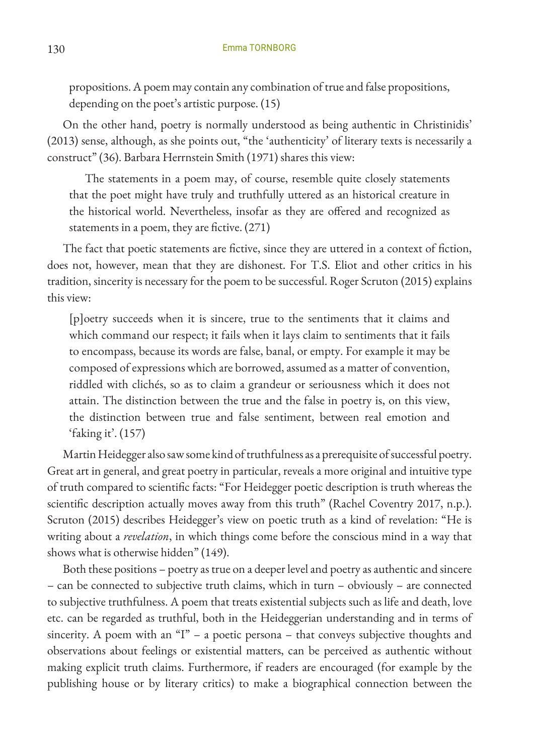> propositions. A poem may contain any combination of true and false propositions, depending on the poet's artistic purpose. (15)

On the other hand, poetry is normally understood as being authentic in Christinidis' (2013) sense, although, as she points out, "the 'authenticity' of literary texts is necessarily a construct" (36). Barbara Herrnstein Smith (1971) shares this view:

> The statements in a poem may, of course, resemble quite closely statements that the poet might have truly and truthfully uttered as an historical creature in the historical world. Nevertheless, insofar as they are offered and recognized as statements in a poem, they are fictive. (271)

The fact that poetic statements are fictive, since they are uttered in a context of fiction, does not, however, mean that they are dishonest. For T.S. Eliot and other critics in his tradition, sincerity is necessary for the poem to be successful. Roger Scruton (2015) explains this view:

> [p]oetry succeeds when it is sincere, true to the sentiments that it claims and which command our respect; it fails when it lays claim to sentiments that it fails to encompass, because its words are false, banal, or empty. For example it may be composed of expressions which are borrowed, assumed as a matter of convention, riddled with clichés, so as to claim a grandeur or seriousness which it does not attain. The distinction between the true and the false in poetry is, on this view, the distinction between true and false sentiment, between real emotion and 'faking it'. (157)

Martin Heidegger also saw some kind of truthfulness as a prerequisite of successful poetry. Great art in general, and great poetry in particular, reveals a more original and intuitive type of truth compared to scientific facts: "For Heidegger poetic description is truth whereas the scientific description actually moves away from this truth" (Rachel Coventry 2017, n.p.). Scruton (2015) describes Heidegger's view on poetic truth as a kind of revelation: "He is writing about a *revelation*, in which things come before the conscious mind in a way that shows what is otherwise hidden" (149).

Both these positions – poetry as true on a deeper level and poetry as authentic and sincere – can be connected to subjective truth claims, which in turn – obviously – are connected to subjective truthfulness. A poem that treats existential subjects such as life and death, love etc. can be regarded as truthful, both in the Heideggerian understanding and in terms of sincerity. A poem with an "I" – a poetic persona – that conveys subjective thoughts and observations about feelings or existential matters, can be perceived as authentic without making explicit truth claims. Furthermore, if readers are encouraged (for example by the publishing house or by literary critics) to make a biographical connection between the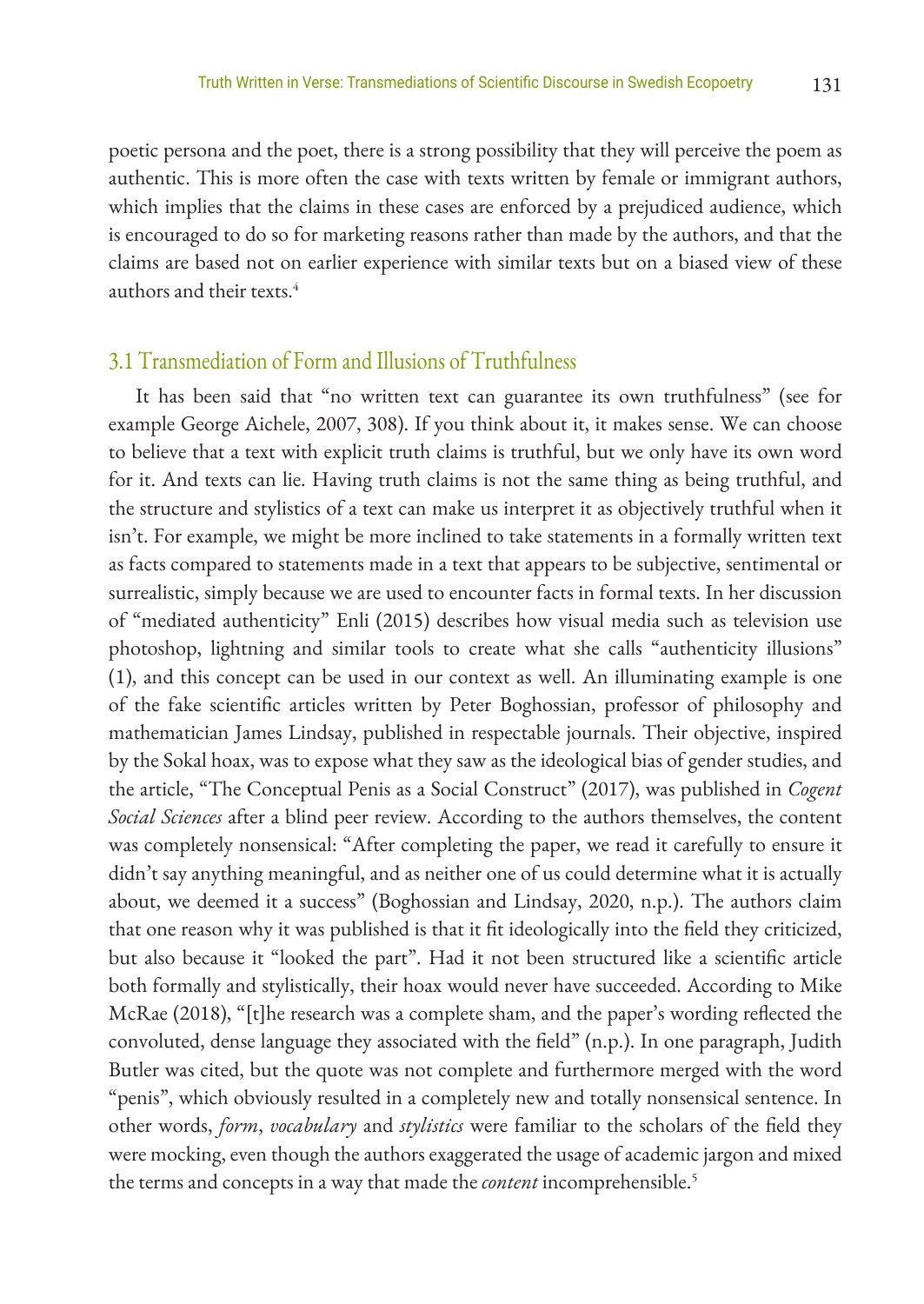poetic persona and the poet, there is a strong possibility that they will perceive the poem as authentic. This is more often the case with texts written by female or immigrant authors, which implies that the claims in these cases are enforced by a prejudiced audience, which is encouraged to do so for marketing reasons rather than made by the authors, and that the claims are based not on earlier experience with similar texts but on a biased view of these authors and their texts.[4]

## 3.1 Transmediation of Form and Illusions of Truthfulness

It has been said that "no written text can guarantee its own truthfulness" (see for example George Aichele, 2007, 308). If you think about it, it makes sense. We can choose to believe that a text with explicit truth claims is truthful, but we only have its own word for it. And texts can lie. Having truth claims is not the same thing as being truthful, and the structure and stylistics of a text can make us interpret it as objectively truthful when it isn't. For example, we might be more inclined to take statements in a formally written text as facts compared to statements made in a text that appears to be subjective, sentimental or surrealistic, simply because we are used to encounter facts in formal texts. In her discussion of "mediated authenticity" Enli (2015) describes how visual media such as television use photoshop, lightning and similar tools to create what she calls "authenticity illusions" (1), and this concept can be used in our context as well. An illuminating example is one of the fake scientific articles written by Peter Boghossian, professor of philosophy and mathematician James Lindsay, published in respectable journals. Their objective, inspired by the Sokal hoax, was to expose what they saw as the ideological bias of gender studies, and the article, "The Conceptual Penis as a Social Construct" (2017), was published in *Cogent Social Sciences* after a blind peer review. According to the authors themselves, the content was completely nonsensical: "After completing the paper, we read it carefully to ensure it didn't say anything meaningful, and as neither one of us could determine what it is actually about, we deemed it a success" (Boghossian and Lindsay, 2020, n.p.). The authors claim that one reason why it was published is that it fit ideologically into the field they criticized, but also because it "looked the part". Had it not been structured like a scientific article both formally and stylistically, their hoax would never have succeeded. According to Mike McRae (2018), "[t]he research was a complete sham, and the paper's wording reflected the convoluted, dense language they associated with the field" (n.p.). In one paragraph, Judith Butler was cited, but the quote was not complete and furthermore merged with the word "penis", which obviously resulted in a completely new and totally nonsensical sentence. In other words, *form*, *vocabulary* and *stylistics* were familiar to the scholars of the field they were mocking, even though the authors exaggerated the usage of academic jargon and mixed the terms and concepts in a way that made the *content* incomprehensible.[5]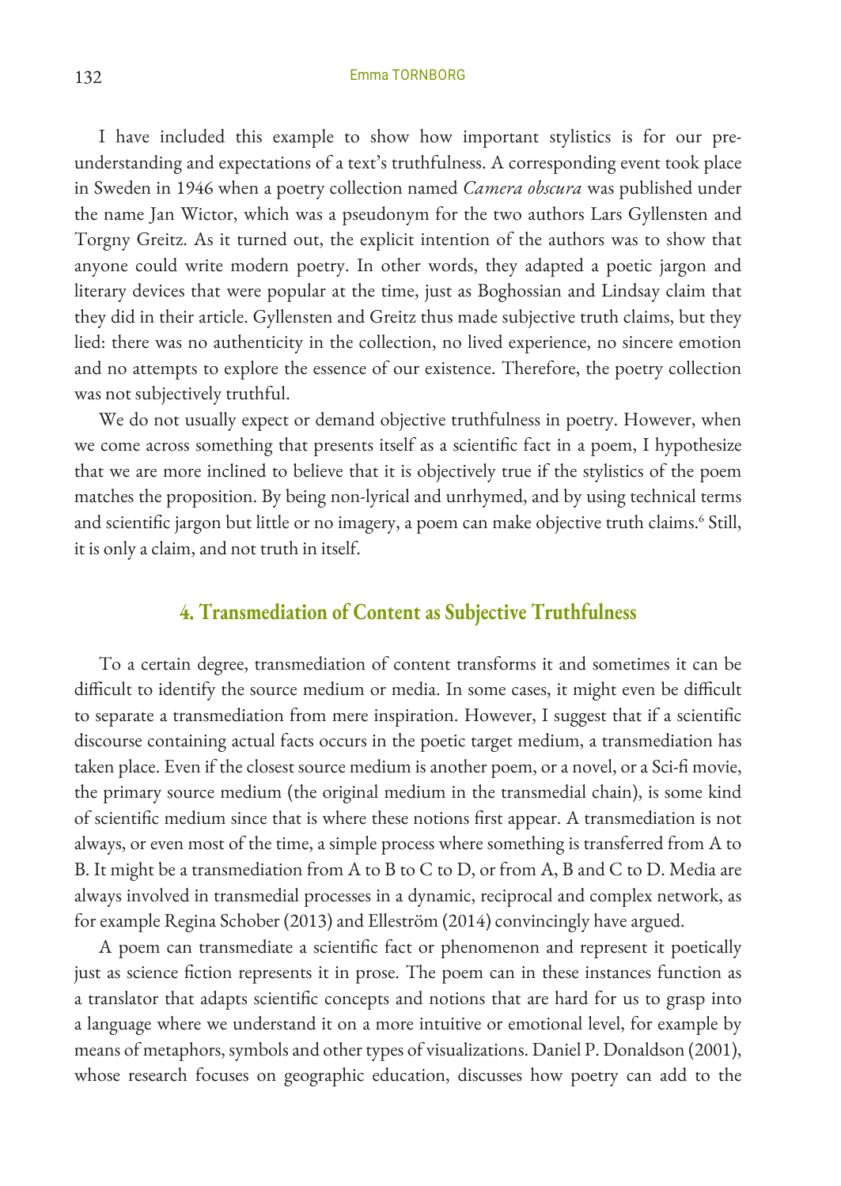I have included this example to show how important stylistics is for our pre-understanding and expectations of a text's truthfulness. A corresponding event took place in Sweden in 1946 when a poetry collection named *Camera obscura* was published under the name Jan Wictor, which was a pseudonym for the two authors Lars Gyllensten and Torgny Greitz. As it turned out, the explicit intention of the authors was to show that anyone could write modern poetry. In other words, they adapted a poetic jargon and literary devices that were popular at the time, just as Boghossian and Lindsay claim that they did in their article. Gyllensten and Greitz thus made subjective truth claims, but they lied: there was no authenticity in the collection, no lived experience, no sincere emotion and no attempts to explore the essence of our existence. Therefore, the poetry collection was not subjectively truthful.

We do not usually expect or demand objective truthfulness in poetry. However, when we come across something that presents itself as a scientific fact in a poem, I hypothesize that we are more inclined to believe that it is objectively true if the stylistics of the poem matches the proposition. By being non-lyrical and unrhymed, and by using technical terms and scientific jargon but little or no imagery, a poem can make objective truth claims.[6] Still, it is only a claim, and not truth in itself.

## 4. Transmediation of Content as Subjective Truthfulness

To a certain degree, transmediation of content transforms it and sometimes it can be difficult to identify the source medium or media. In some cases, it might even be difficult to separate a transmediation from mere inspiration. However, I suggest that if a scientific discourse containing actual facts occurs in the poetic target medium, a transmediation has taken place. Even if the closest source medium is another poem, or a novel, or a Sci-fi movie, the primary source medium (the original medium in the transmedial chain), is some kind of scientific medium since that is where these notions first appear. A transmediation is not always, or even most of the time, a simple process where something is transferred from A to B. It might be a transmediation from A to B to C to D, or from A, B and C to D. Media are always involved in transmedial processes in a dynamic, reciprocal and complex network, as for example Regina Schober (2013) and Elleström (2014) convincingly have argued.

A poem can transmediate a scientific fact or phenomenon and represent it poetically just as science fiction represents it in prose. The poem can in these instances function as a translator that adapts scientific concepts and notions that are hard for us to grasp into a language where we understand it on a more intuitive or emotional level, for example by means of metaphors, symbols and other types of visualizations. Daniel P. Donaldson (2001), whose research focuses on geographic education, discusses how poetry can add to the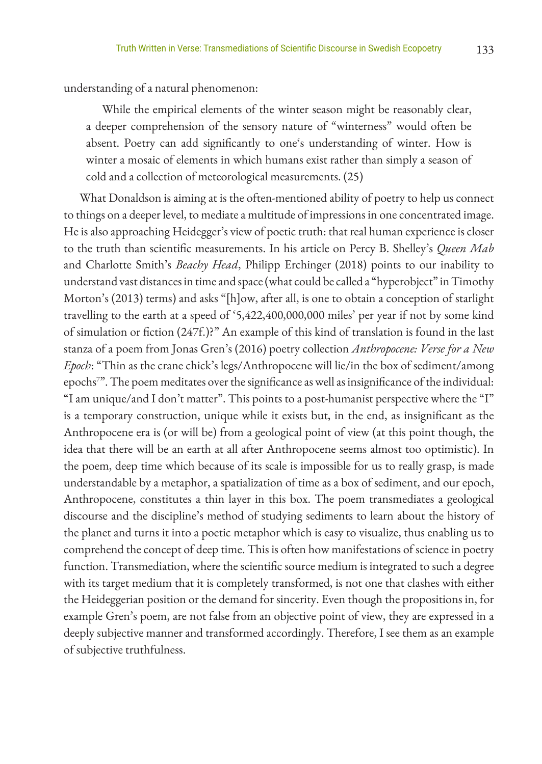understanding of a natural phenomenon:

> While the empirical elements of the winter season might be reasonably clear, a deeper comprehension of the sensory nature of "winterness" would often be absent. Poetry can add significantly to one's understanding of winter. How is winter a mosaic of elements in which humans exist rather than simply a season of cold and a collection of meteorological measurements. (25)

What Donaldson is aiming at is the often-mentioned ability of poetry to help us connect to things on a deeper level, to mediate a multitude of impressions in one concentrated image. He is also approaching Heidegger's view of poetic truth: that real human experience is closer to the truth than scientific measurements. In his article on Percy B. Shelley's *Queen Mab* and Charlotte Smith's *Beachy Head*, Philipp Erchinger (2018) points to our inability to understand vast distances in time and space (what could be called a "hyperobject" in Timothy Morton's (2013) terms) and asks "[h]ow, after all, is one to obtain a conception of starlight travelling to the earth at a speed of '5,422,400,000,000 miles' per year if not by some kind of simulation or fiction (247f.)?" An example of this kind of translation is found in the last stanza of a poem from Jonas Gren's (2016) poetry collection *Anthropocene: Verse for a New Epoch*: "Thin as the crane chick's legs/Anthropocene will lie/in the box of sediment/among epochs[7]". The poem meditates over the significance as well as insignificance of the individual: "I am unique/and I don't matter". This points to a post-humanist perspective where the "I" is a temporary construction, unique while it exists but, in the end, as insignificant as the Anthropocene era is (or will be) from a geological point of view (at this point though, the idea that there will be an earth at all after Anthropocene seems almost too optimistic). In the poem, deep time which because of its scale is impossible for us to really grasp, is made understandable by a metaphor, a spatialization of time as a box of sediment, and our epoch, Anthropocene, constitutes a thin layer in this box. The poem transmediates a geological discourse and the discipline's method of studying sediments to learn about the history of the planet and turns it into a poetic metaphor which is easy to visualize, thus enabling us to comprehend the concept of deep time. This is often how manifestations of science in poetry function. Transmediation, where the scientific source medium is integrated to such a degree with its target medium that it is completely transformed, is not one that clashes with either the Heideggerian position or the demand for sincerity. Even though the propositions in, for example Gren's poem, are not false from an objective point of view, they are expressed in a deeply subjective manner and transformed accordingly. Therefore, I see them as an example of subjective truthfulness.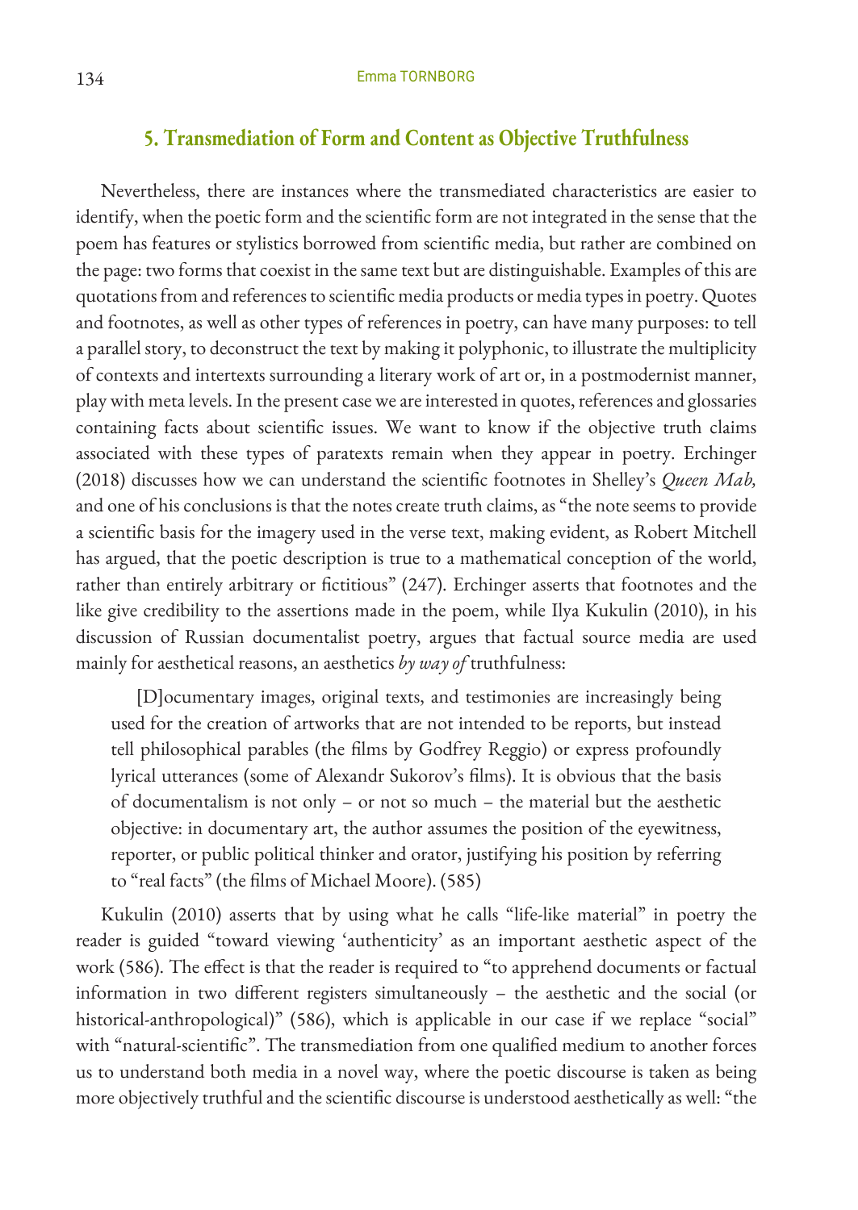## 5. Transmediation of Form and Content as Objective Truthfulness

Nevertheless, there are instances where the transmediated characteristics are easier to identify, when the poetic form and the scientific form are not integrated in the sense that the poem has features or stylistics borrowed from scientific media, but rather are combined on the page: two forms that coexist in the same text but are distinguishable. Examples of this are quotations from and references to scientific media products or media types in poetry. Quotes and footnotes, as well as other types of references in poetry, can have many purposes: to tell a parallel story, to deconstruct the text by making it polyphonic, to illustrate the multiplicity of contexts and intertexts surrounding a literary work of art or, in a postmodernist manner, play with meta levels. In the present case we are interested in quotes, references and glossaries containing facts about scientific issues. We want to know if the objective truth claims associated with these types of paratexts remain when they appear in poetry. Erchinger (2018) discusses how we can understand the scientific footnotes in Shelley's *Queen Mab,* and one of his conclusions is that the notes create truth claims, as "the note seems to provide a scientific basis for the imagery used in the verse text, making evident, as Robert Mitchell has argued, that the poetic description is true to a mathematical conception of the world, rather than entirely arbitrary or fictitious" (247). Erchinger asserts that footnotes and the like give credibility to the assertions made in the poem, while Ilya Kukulin (2010), in his discussion of Russian documentalist poetry, argues that factual source media are used mainly for aesthetical reasons, an aesthetics *by way of* truthfulness:

> [D]ocumentary images, original texts, and testimonies are increasingly being used for the creation of artworks that are not intended to be reports, but instead tell philosophical parables (the films by Godfrey Reggio) or express profoundly lyrical utterances (some of Alexandr Sukorov's films). It is obvious that the basis of documentalism is not only – or not so much – the material but the aesthetic objective: in documentary art, the author assumes the position of the eyewitness, reporter, or public political thinker and orator, justifying his position by referring to "real facts" (the films of Michael Moore). (585)

Kukulin (2010) asserts that by using what he calls "life-like material" in poetry the reader is guided "toward viewing 'authenticity' as an important aesthetic aspect of the work (586). The effect is that the reader is required to "to apprehend documents or factual information in two different registers simultaneously – the aesthetic and the social (or historical-anthropological)" (586), which is applicable in our case if we replace "social" with "natural-scientific". The transmediation from one qualified medium to another forces us to understand both media in a novel way, where the poetic discourse is taken as being more objectively truthful and the scientific discourse is understood aesthetically as well: "the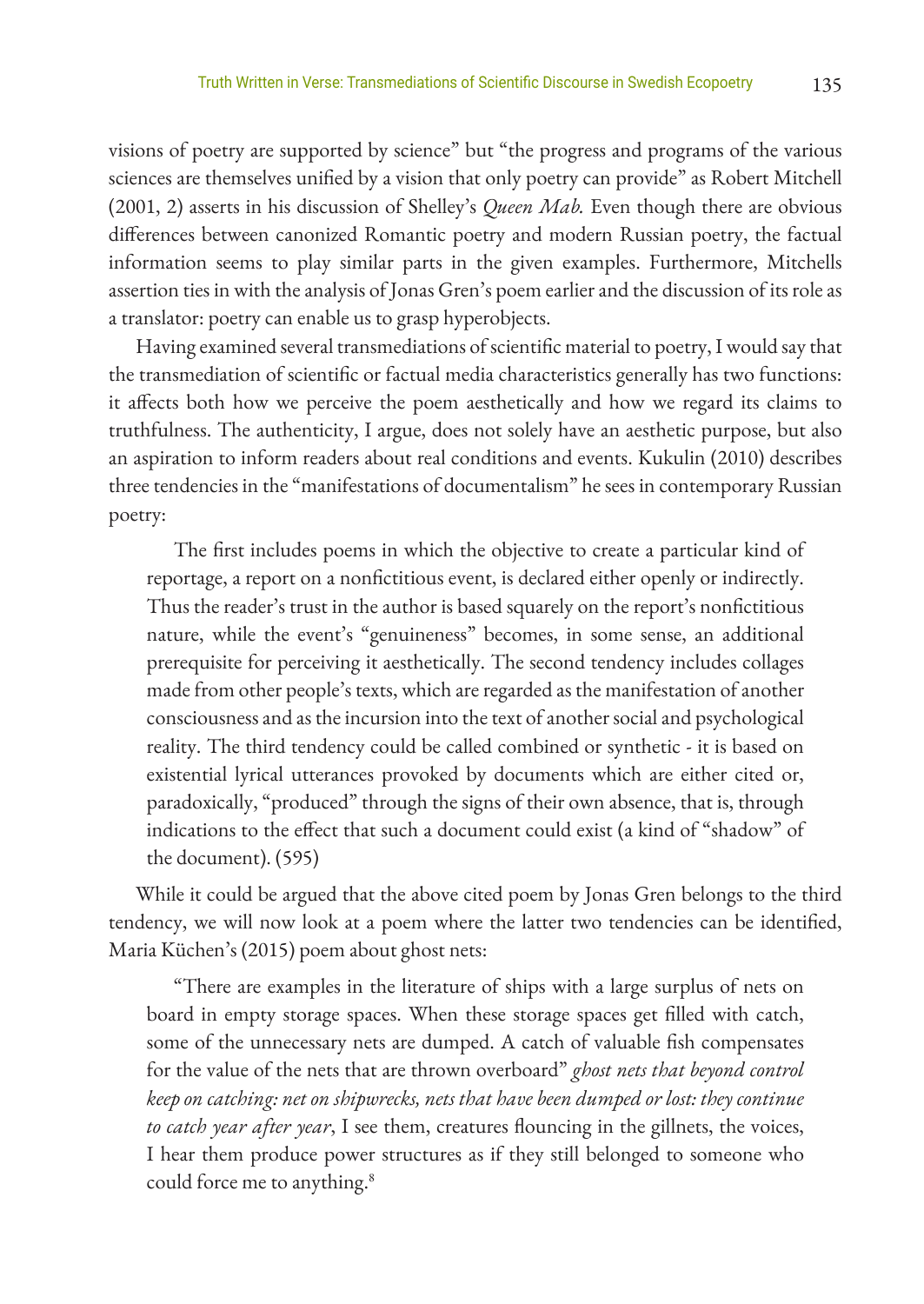visions of poetry are supported by science" but "the progress and programs of the various sciences are themselves unified by a vision that only poetry can provide" as Robert Mitchell (2001, 2) asserts in his discussion of Shelley's *Queen Mab.* Even though there are obvious differences between canonized Romantic poetry and modern Russian poetry, the factual information seems to play similar parts in the given examples. Furthermore, Mitchells assertion ties in with the analysis of Jonas Gren's poem earlier and the discussion of its role as a translator: poetry can enable us to grasp hyperobjects.

Having examined several transmediations of scientific material to poetry, I would say that the transmediation of scientific or factual media characteristics generally has two functions: it affects both how we perceive the poem aesthetically and how we regard its claims to truthfulness. The authenticity, I argue, does not solely have an aesthetic purpose, but also an aspiration to inform readers about real conditions and events. Kukulin (2010) describes three tendencies in the "manifestations of documentalism" he sees in contemporary Russian poetry:

> The first includes poems in which the objective to create a particular kind of reportage, a report on a nonfictitious event, is declared either openly or indirectly. Thus the reader's trust in the author is based squarely on the report's nonfictitious nature, while the event's "genuineness" becomes, in some sense, an additional prerequisite for perceiving it aesthetically. The second tendency includes collages made from other people's texts, which are regarded as the manifestation of another consciousness and as the incursion into the text of another social and psychological reality. The third tendency could be called combined or synthetic - it is based on existential lyrical utterances provoked by documents which are either cited or, paradoxically, "produced" through the signs of their own absence, that is, through indications to the effect that such a document could exist (a kind of "shadow" of the document). (595)

While it could be argued that the above cited poem by Jonas Gren belongs to the third tendency, we will now look at a poem where the latter two tendencies can be identified, Maria Küchen's (2015) poem about ghost nets:

> "There are examples in the literature of ships with a large surplus of nets on board in empty storage spaces. When these storage spaces get filled with catch, some of the unnecessary nets are dumped. A catch of valuable fish compensates for the value of the nets that are thrown overboard" *ghost nets that beyond control keep on catching: net on shipwrecks, nets that have been dumped or lost: they continue to catch year after year*, I see them, creatures flouncing in the gillnets, the voices, I hear them produce power structures as if they still belonged to someone who could force me to anything.[8]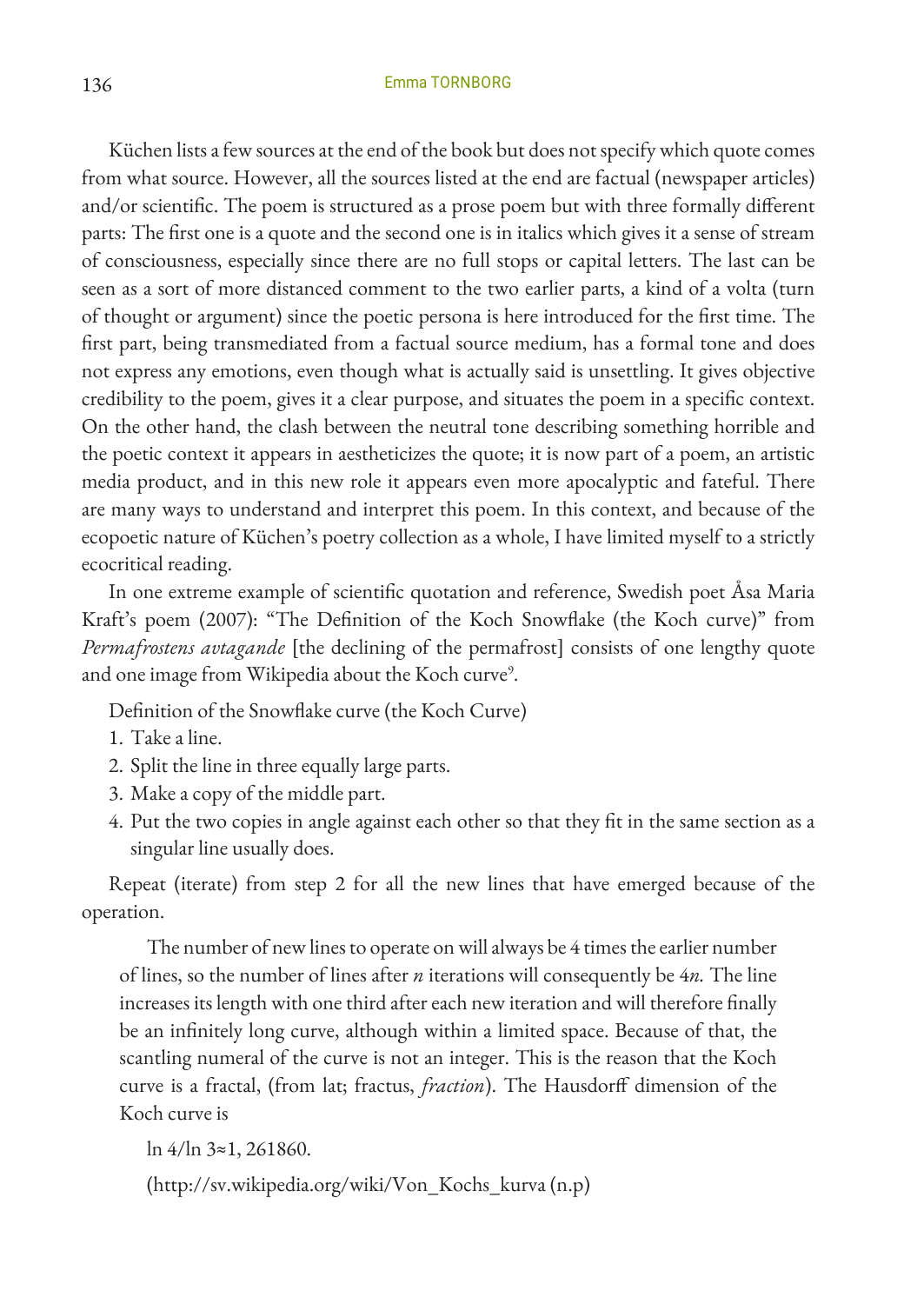Küchen lists a few sources at the end of the book but does not specify which quote comes from what source. However, all the sources listed at the end are factual (newspaper articles) and/or scientific. The poem is structured as a prose poem but with three formally different parts: The first one is a quote and the second one is in italics which gives it a sense of stream of consciousness, especially since there are no full stops or capital letters. The last can be seen as a sort of more distanced comment to the two earlier parts, a kind of a volta (turn of thought or argument) since the poetic persona is here introduced for the first time. The first part, being transmediated from a factual source medium, has a formal tone and does not express any emotions, even though what is actually said is unsettling. It gives objective credibility to the poem, gives it a clear purpose, and situates the poem in a specific context. On the other hand, the clash between the neutral tone describing something horrible and the poetic context it appears in aestheticizes the quote; it is now part of a poem, an artistic media product, and in this new role it appears even more apocalyptic and fateful. There are many ways to understand and interpret this poem. In this context, and because of the ecopoetic nature of Küchen's poetry collection as a whole, I have limited myself to a strictly ecocritical reading.

In one extreme example of scientific quotation and reference, Swedish poet Åsa Maria Kraft's poem (2007): "The Definition of the Koch Snowflake (the Koch curve)" from *Permafrostens avtagande* [the declining of the permafrost] consists of one lengthy quote and one image from Wikipedia about the Koch curve[9].

Definition of the Snowflake curve (the Koch Curve)

1. Take a line.
2. Split the line in three equally large parts.
3. Make a copy of the middle part.
4. Put the two copies in angle against each other so that they fit in the same section as a singular line usually does.

Repeat (iterate) from step 2 for all the new lines that have emerged because of the operation.

> The number of new lines to operate on will always be 4 times the earlier number of lines, so the number of lines after *n* iterations will consequently be 4*n*. The line increases its length with one third after each new iteration and will therefore finally be an infinitely long curve, although within a limited space. Because of that, the scantling numeral of the curve is not an integer. This is the reason that the Koch curve is a fractal, (from lat; fractus, *fraction*). The Hausdorff dimension of the Koch curve is
>
> ln 4/ln 3≈1, 261860.
>
> (http://sv.wikipedia.org/wiki/Von_Kochs_kurva (n.p)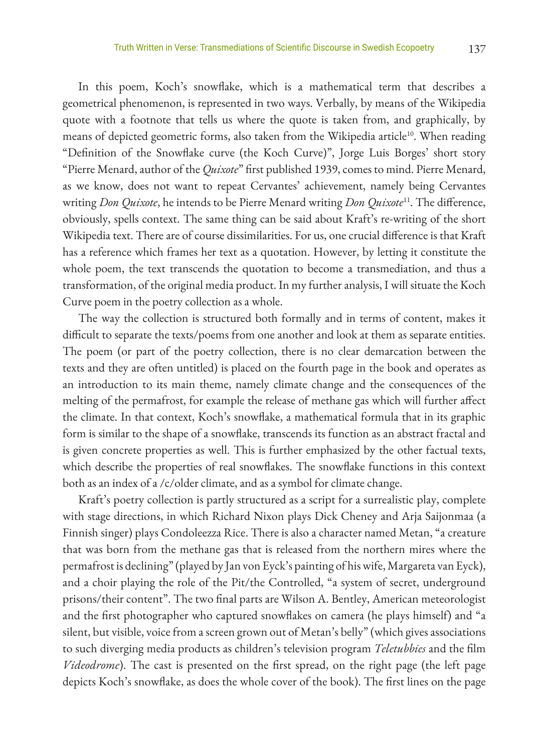In this poem, Koch's snowflake, which is a mathematical term that describes a geometrical phenomenon, is represented in two ways. Verbally, by means of the Wikipedia quote with a footnote that tells us where the quote is taken from, and graphically, by means of depicted geometric forms, also taken from the Wikipedia article[10]. When reading "Definition of the Snowflake curve (the Koch Curve)", Jorge Luis Borges' short story "Pierre Menard, author of the *Quixote*" first published 1939, comes to mind. Pierre Menard, as we know, does not want to repeat Cervantes' achievement, namely being Cervantes writing *Don Quixote*, he intends to be Pierre Menard writing *Don Quixote*[11]. The difference, obviously, spells context. The same thing can be said about Kraft's re-writing of the short Wikipedia text. There are of course dissimilarities. For us, one crucial difference is that Kraft has a reference which frames her text as a quotation. However, by letting it constitute the whole poem, the text transcends the quotation to become a transmediation, and thus a transformation, of the original media product. In my further analysis, I will situate the Koch Curve poem in the poetry collection as a whole.

The way the collection is structured both formally and in terms of content, makes it difficult to separate the texts/poems from one another and look at them as separate entities. The poem (or part of the poetry collection, there is no clear demarcation between the texts and they are often untitled) is placed on the fourth page in the book and operates as an introduction to its main theme, namely climate change and the consequences of the melting of the permafrost, for example the release of methane gas which will further affect the climate. In that context, Koch's snowflake, a mathematical formula that in its graphic form is similar to the shape of a snowflake, transcends its function as an abstract fractal and is given concrete properties as well. This is further emphasized by the other factual texts, which describe the properties of real snowflakes. The snowflake functions in this context both as an index of a /c/older climate, and as a symbol for climate change.

Kraft's poetry collection is partly structured as a script for a surrealistic play, complete with stage directions, in which Richard Nixon plays Dick Cheney and Arja Saijonmaa (a Finnish singer) plays Condoleezza Rice. There is also a character named Metan, "a creature that was born from the methane gas that is released from the northern mires where the permafrost is declining" (played by Jan von Eyck's painting of his wife, Margareta van Eyck), and a choir playing the role of the Pit/the Controlled, "a system of secret, underground prisons/their content". The two final parts are Wilson A. Bentley, American meteorologist and the first photographer who captured snowflakes on camera (he plays himself) and "a silent, but visible, voice from a screen grown out of Metan's belly" (which gives associations to such diverging media products as children's television program *Teletubbies* and the film *Videodrome*). The cast is presented on the first spread, on the right page (the left page depicts Koch's snowflake, as does the whole cover of the book). The first lines on the page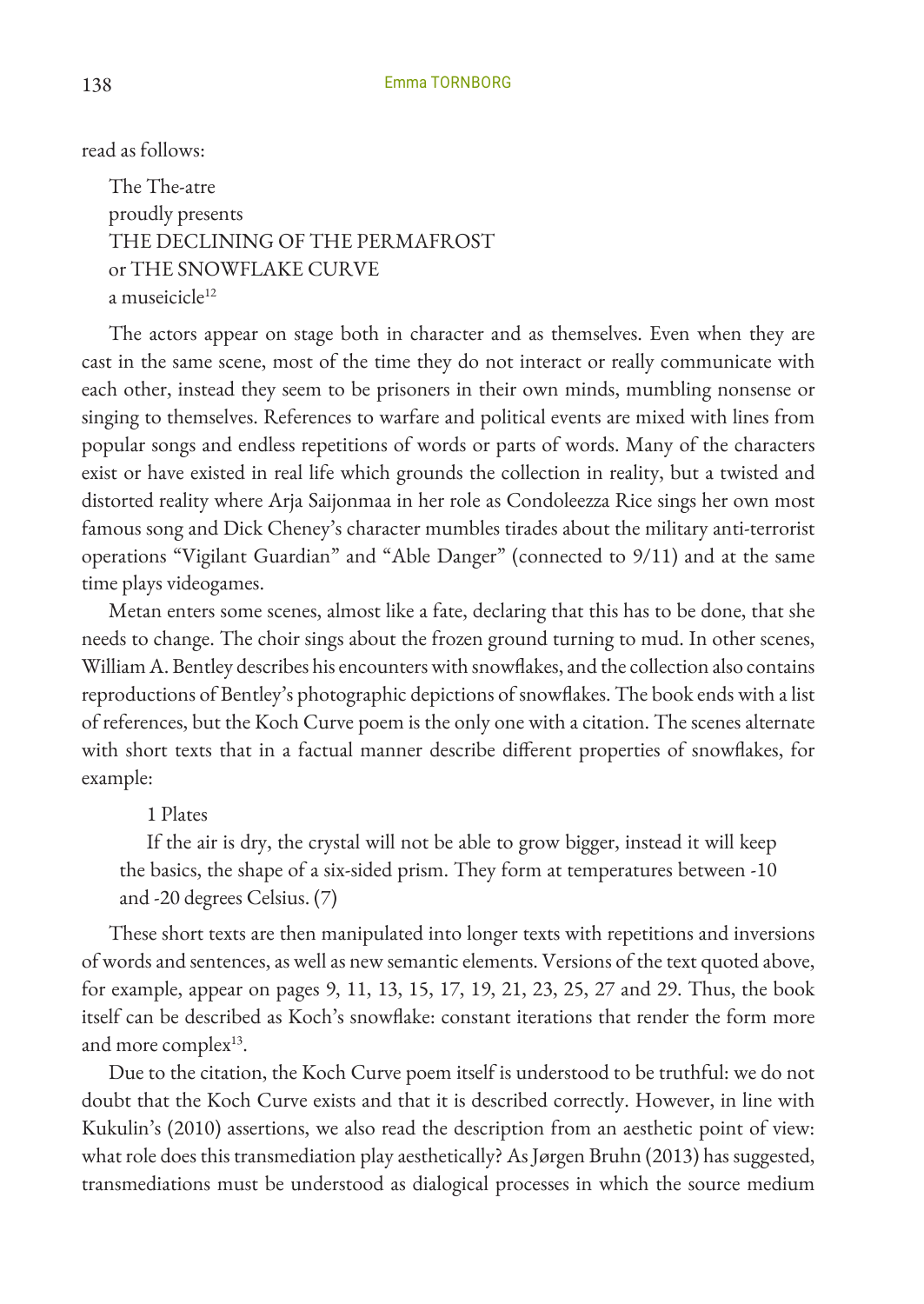read as follows:

> The The-atre
> proudly presents
> THE DECLINING OF THE PERMAFROST
> or THE SNOWFLAKE CURVE
> a museicicle[12]

The actors appear on stage both in character and as themselves. Even when they are cast in the same scene, most of the time they do not interact or really communicate with each other, instead they seem to be prisoners in their own minds, mumbling nonsense or singing to themselves. References to warfare and political events are mixed with lines from popular songs and endless repetitions of words or parts of words. Many of the characters exist or have existed in real life which grounds the collection in reality, but a twisted and distorted reality where Arja Saijonmaa in her role as Condoleezza Rice sings her own most famous song and Dick Cheney's character mumbles tirades about the military anti-terrorist operations "Vigilant Guardian" and "Able Danger" (connected to 9/11) and at the same time plays videogames.

Metan enters some scenes, almost like a fate, declaring that this has to be done, that she needs to change. The choir sings about the frozen ground turning to mud. In other scenes, William A. Bentley describes his encounters with snowflakes, and the collection also contains reproductions of Bentley's photographic depictions of snowflakes. The book ends with a list of references, but the Koch Curve poem is the only one with a citation. The scenes alternate with short texts that in a factual manner describe different properties of snowflakes, for example:

> 1 Plates
>
> If the air is dry, the crystal will not be able to grow bigger, instead it will keep the basics, the shape of a six-sided prism. They form at temperatures between -10 and -20 degrees Celsius. (7)

These short texts are then manipulated into longer texts with repetitions and inversions of words and sentences, as well as new semantic elements. Versions of the text quoted above, for example, appear on pages 9, 11, 13, 15, 17, 19, 21, 23, 25, 27 and 29. Thus, the book itself can be described as Koch's snowflake: constant iterations that render the form more and more complex[13].

Due to the citation, the Koch Curve poem itself is understood to be truthful: we do not doubt that the Koch Curve exists and that it is described correctly. However, in line with Kukulin's (2010) assertions, we also read the description from an aesthetic point of view: what role does this transmediation play aesthetically? As Jørgen Bruhn (2013) has suggested, transmediations must be understood as dialogical processes in which the source medium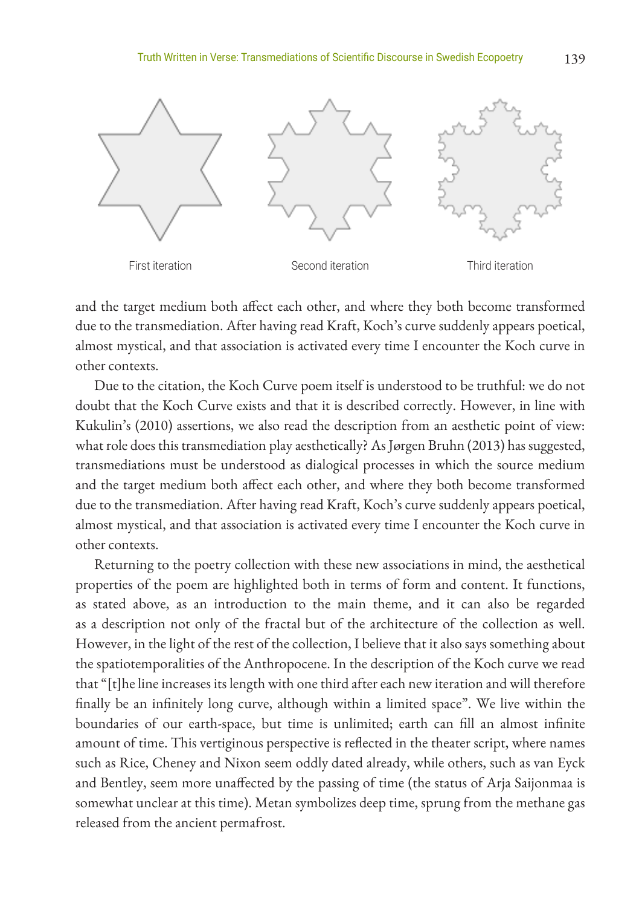First iteration

Second iteration

Third iteration

and the target medium both affect each other, and where they both become transformed due to the transmediation. After having read Kraft, Koch's curve suddenly appears poetical, almost mystical, and that association is activated every time I encounter the Koch curve in other contexts.

Due to the citation, the Koch Curve poem itself is understood to be truthful: we do not doubt that the Koch Curve exists and that it is described correctly. However, in line with Kukulin's (2010) assertions, we also read the description from an aesthetic point of view: what role does this transmediation play aesthetically? As Jørgen Bruhn (2013) has suggested, transmediations must be understood as dialogical processes in which the source medium and the target medium both affect each other, and where they both become transformed due to the transmediation. After having read Kraft, Koch's curve suddenly appears poetical, almost mystical, and that association is activated every time I encounter the Koch curve in other contexts.

Returning to the poetry collection with these new associations in mind, the aesthetical properties of the poem are highlighted both in terms of form and content. It functions, as stated above, as an introduction to the main theme, and it can also be regarded as a description not only of the fractal but of the architecture of the collection as well. However, in the light of the rest of the collection, I believe that it also says something about the spatiotemporalities of the Anthropocene. In the description of the Koch curve we read that "[t]he line increases its length with one third after each new iteration and will therefore finally be an infinitely long curve, although within a limited space". We live within the boundaries of our earth-space, but time is unlimited; earth can fill an almost infinite amount of time. This vertiginous perspective is reflected in the theater script, where names such as Rice, Cheney and Nixon seem oddly dated already, while others, such as van Eyck and Bentley, seem more unaffected by the passing of time (the status of Arja Saijonmaa is somewhat unclear at this time). Metan symbolizes deep time, sprung from the methane gas released from the ancient permafrost.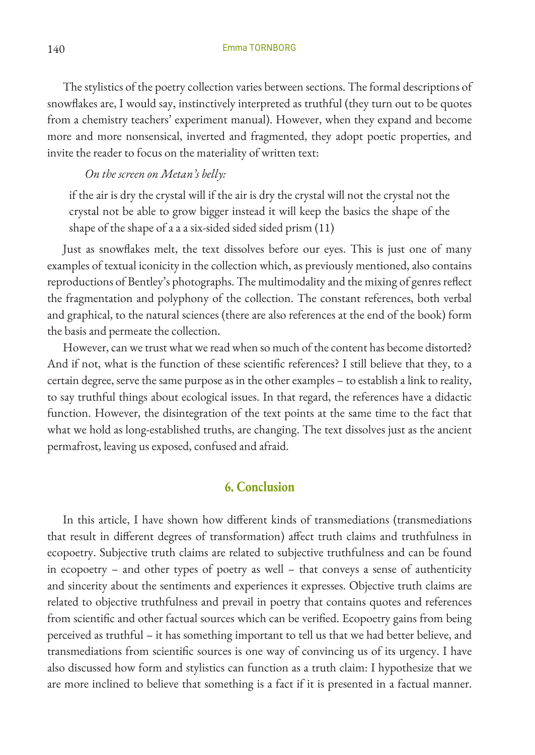The stylistics of the poetry collection varies between sections. The formal descriptions of snowflakes are, I would say, instinctively interpreted as truthful (they turn out to be quotes from a chemistry teachers' experiment manual). However, when they expand and become more and more nonsensical, inverted and fragmented, they adopt poetic properties, and invite the reader to focus on the materiality of written text:

*On the screen on Metan's belly:*

> if the air is dry the crystal will if the air is dry the crystal will not the crystal not the crystal not be able to grow bigger instead it will keep the basics the shape of the shape of the shape of a a a six-sided sided sided prism (11)

Just as snowflakes melt, the text dissolves before our eyes. This is just one of many examples of textual iconicity in the collection which, as previously mentioned, also contains reproductions of Bentley's photographs. The multimodality and the mixing of genres reflect the fragmentation and polyphony of the collection. The constant references, both verbal and graphical, to the natural sciences (there are also references at the end of the book) form the basis and permeate the collection.

However, can we trust what we read when so much of the content has become distorted? And if not, what is the function of these scientific references? I still believe that they, to a certain degree, serve the same purpose as in the other examples – to establish a link to reality, to say truthful things about ecological issues. In that regard, the references have a didactic function. However, the disintegration of the text points at the same time to the fact that what we hold as long-established truths, are changing. The text dissolves just as the ancient permafrost, leaving us exposed, confused and afraid.

## 6. Conclusion

In this article, I have shown how different kinds of transmediations (transmediations that result in different degrees of transformation) affect truth claims and truthfulness in ecopoetry. Subjective truth claims are related to subjective truthfulness and can be found in ecopoetry – and other types of poetry as well – that conveys a sense of authenticity and sincerity about the sentiments and experiences it expresses. Objective truth claims are related to objective truthfulness and prevail in poetry that contains quotes and references from scientific and other factual sources which can be verified. Ecopoetry gains from being perceived as truthful – it has something important to tell us that we had better believe, and transmediations from scientific sources is one way of convincing us of its urgency. I have also discussed how form and stylistics can function as a truth claim: I hypothesize that we are more inclined to believe that something is a fact if it is presented in a factual manner.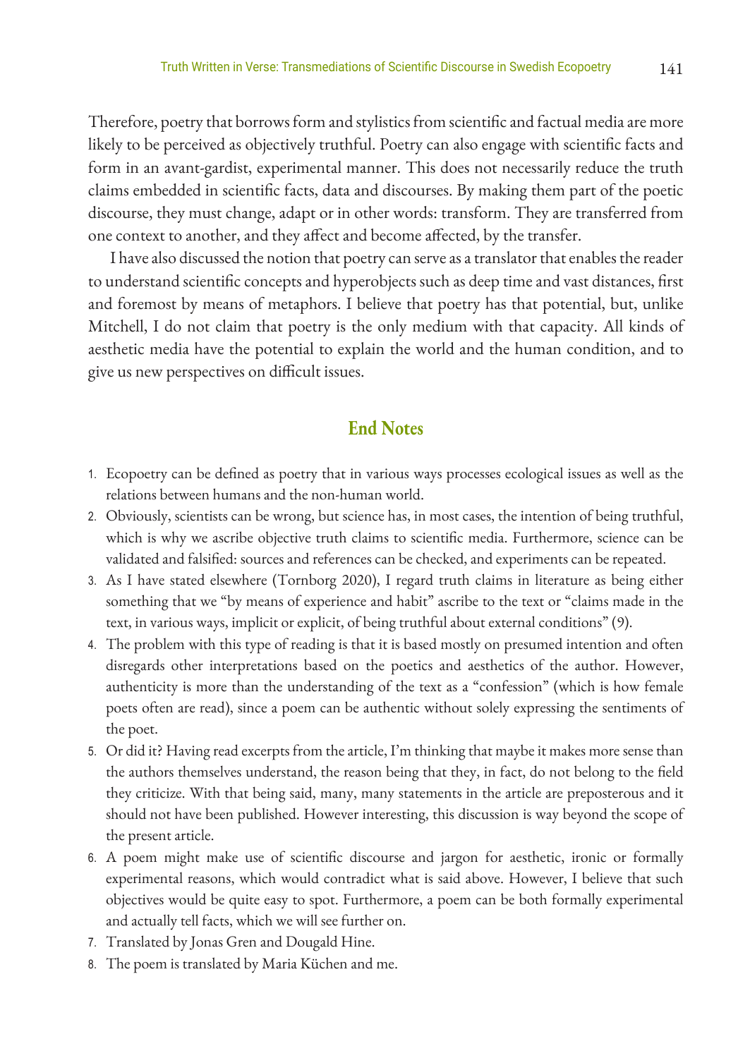Therefore, poetry that borrows form and stylistics from scientific and factual media are more likely to be perceived as objectively truthful. Poetry can also engage with scientific facts and form in an avant-gardist, experimental manner. This does not necessarily reduce the truth claims embedded in scientific facts, data and discourses. By making them part of the poetic discourse, they must change, adapt or in other words: transform. They are transferred from one context to another, and they affect and become affected, by the transfer.

I have also discussed the notion that poetry can serve as a translator that enables the reader to understand scientific concepts and hyperobjects such as deep time and vast distances, first and foremost by means of metaphors. I believe that poetry has that potential, but, unlike Mitchell, I do not claim that poetry is the only medium with that capacity. All kinds of aesthetic media have the potential to explain the world and the human condition, and to give us new perspectives on difficult issues.

## End Notes

1. Ecopoetry can be defined as poetry that in various ways processes ecological issues as well as the relations between humans and the non-human world.
2. Obviously, scientists can be wrong, but science has, in most cases, the intention of being truthful, which is why we ascribe objective truth claims to scientific media. Furthermore, science can be validated and falsified: sources and references can be checked, and experiments can be repeated.
3. As I have stated elsewhere (Tornborg 2020), I regard truth claims in literature as being either something that we "by means of experience and habit" ascribe to the text or "claims made in the text, in various ways, implicit or explicit, of being truthful about external conditions" (9).
4. The problem with this type of reading is that it is based mostly on presumed intention and often disregards other interpretations based on the poetics and aesthetics of the author. However, authenticity is more than the understanding of the text as a "confession" (which is how female poets often are read), since a poem can be authentic without solely expressing the sentiments of the poet.
5. Or did it? Having read excerpts from the article, I'm thinking that maybe it makes more sense than the authors themselves understand, the reason being that they, in fact, do not belong to the field they criticize. With that being said, many, many statements in the article are preposterous and it should not have been published. However interesting, this discussion is way beyond the scope of the present article.
6. A poem might make use of scientific discourse and jargon for aesthetic, ironic or formally experimental reasons, which would contradict what is said above. However, I believe that such objectives would be quite easy to spot. Furthermore, a poem can be both formally experimental and actually tell facts, which we will see further on.
7. Translated by Jonas Gren and Dougald Hine.
8. The poem is translated by Maria Küchen and me.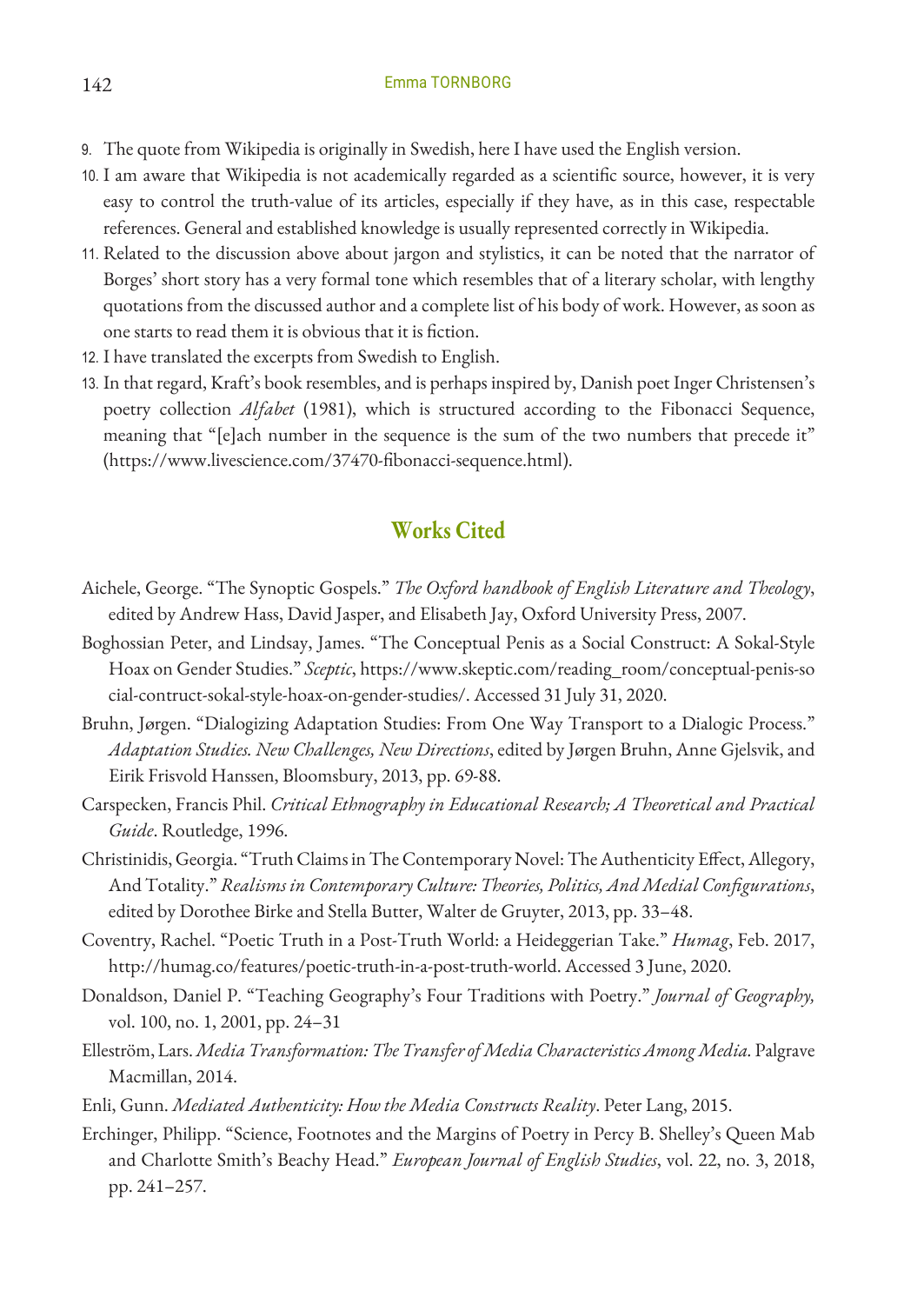9. The quote from Wikipedia is originally in Swedish, here I have used the English version.
10. I am aware that Wikipedia is not academically regarded as a scientific source, however, it is very easy to control the truth-value of its articles, especially if they have, as in this case, respectable references. General and established knowledge is usually represented correctly in Wikipedia.
11. Related to the discussion above about jargon and stylistics, it can be noted that the narrator of Borges' short story has a very formal tone which resembles that of a literary scholar, with lengthy quotations from the discussed author and a complete list of his body of work. However, as soon as one starts to read them it is obvious that it is fiction.
12. I have translated the excerpts from Swedish to English.
13. In that regard, Kraft's book resembles, and is perhaps inspired by, Danish poet Inger Christensen's poetry collection *Alfabet* (1981), which is structured according to the Fibonacci Sequence, meaning that "[e]ach number in the sequence is the sum of the two numbers that precede it" (https://www.livescience.com/37470-fibonacci-sequence.html).

## Works Cited

Aichele, George. "The Synoptic Gospels." *The Oxford handbook of English Literature and Theology*, edited by Andrew Hass, David Jasper, and Elisabeth Jay, Oxford University Press, 2007.

Boghossian Peter, and Lindsay, James. "The Conceptual Penis as a Social Construct: A Sokal-Style Hoax on Gender Studies." *Sceptic*, https://www.skeptic.com/reading_room/conceptual-penis-social-contruct-sokal-style-hoax-on-gender-studies/. Accessed 31 July 31, 2020.

Bruhn, Jørgen. "Dialogizing Adaptation Studies: From One Way Transport to a Dialogic Process." *Adaptation Studies. New Challenges, New Directions*, edited by Jørgen Bruhn, Anne Gjelsvik, and Eirik Frisvold Hanssen, Bloomsbury, 2013, pp. 69-88.

Carspecken, Francis Phil. *Critical Ethnography in Educational Research; A Theoretical and Practical Guide*. Routledge, 1996.

Christinidis, Georgia. "Truth Claims in The Contemporary Novel: The Authenticity Effect, Allegory, And Totality." *Realisms in Contemporary Culture: Theories, Politics, And Medial Configurations*, edited by Dorothee Birke and Stella Butter, Walter de Gruyter, 2013, pp. 33–48.

Coventry, Rachel. "Poetic Truth in a Post-Truth World: a Heideggerian Take." *Humag*, Feb. 2017, http://humag.co/features/poetic-truth-in-a-post-truth-world. Accessed 3 June, 2020.

Donaldson, Daniel P. "Teaching Geography's Four Traditions with Poetry." *Journal of Geography,* vol. 100, no. 1, 2001, pp. 24–31

Elleström, Lars. *Media Transformation: The Transfer of Media Characteristics Among Media*. Palgrave Macmillan, 2014.

Enli, Gunn. *Mediated Authenticity: How the Media Constructs Reality*. Peter Lang, 2015.

Erchinger, Philipp. "Science, Footnotes and the Margins of Poetry in Percy B. Shelley's Queen Mab and Charlotte Smith's Beachy Head." *European Journal of English Studies*, vol. 22, no. 3, 2018, pp. 241–257.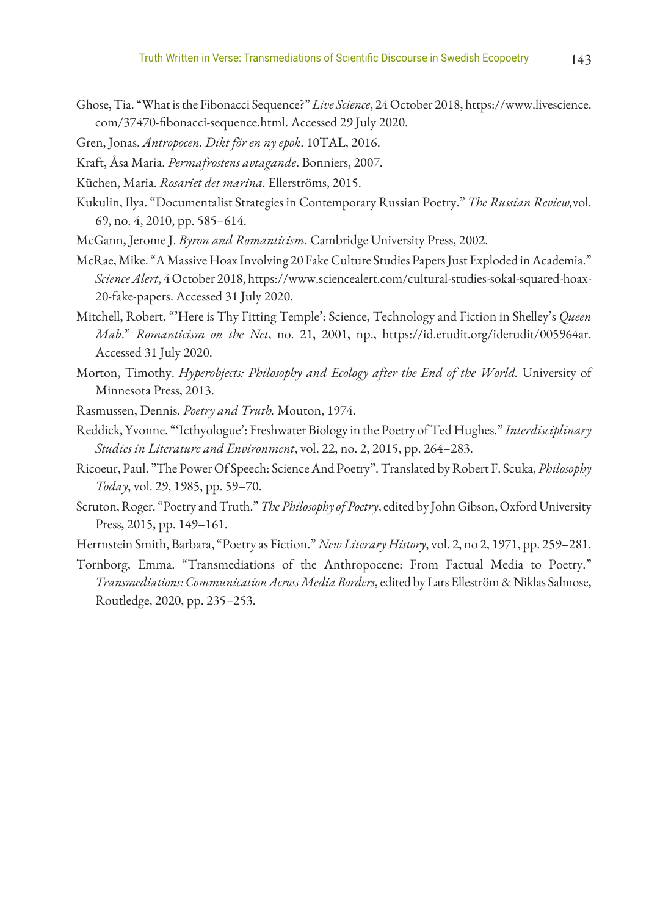Ghose, Tia. “What is the Fibonacci Sequence?” *Live Science*, 24 October 2018, https://www.livescience.com/37470-fibonacci-sequence.html. Accessed 29 July 2020.

Gren, Jonas. *Antropocen. Dikt för en ny epok*. 10TAL, 2016.

Kraft, Åsa Maria. *Permafrostens avtagande*. Bonniers, 2007.

Küchen, Maria. *Rosariet det marina.* Ellerströms, 2015.

Kukulin, Ilya. “Documentalist Strategies in Contemporary Russian Poetry.” *The Russian Review,*vol. 69, no. 4, 2010, pp. 585–614.

McGann, Jerome J. *Byron and Romanticism*. Cambridge University Press, 2002.

McRae, Mike. “A Massive Hoax Involving 20 Fake Culture Studies Papers Just Exploded in Academia.” *Science Alert*, 4 October 2018, https://www.sciencealert.com/cultural-studies-sokal-squared-hoax-20-fake-papers. Accessed 31 July 2020.

Mitchell, Robert. “’Here is Thy Fitting Temple’: Science, Technology and Fiction in Shelley’s *Queen Mab*.” *Romanticism on the Net*, no. 21, 2001, np., https://id.erudit.org/iderudit/005964ar. Accessed 31 July 2020.

Morton, Timothy. *Hyperobjects: Philosophy and Ecology after the End of the World.* University of Minnesota Press, 2013.

Rasmussen, Dennis. *Poetry and Truth.* Mouton, 1974.

Reddick, Yvonne. “’Icthyologue’: Freshwater Biology in the Poetry of Ted Hughes.” *Interdisciplinary Studies in Literature and Environment*, vol. 22, no. 2, 2015, pp. 264–283.

Ricoeur, Paul. ”The Power Of Speech: Science And Poetry”. Translated by Robert F. Scuka, *Philosophy Today*, vol. 29, 1985, pp. 59–70.

Scruton, Roger. “Poetry and Truth.” *The Philosophy of Poetry*, edited by John Gibson, Oxford University Press, 2015, pp. 149–161.

Herrnstein Smith, Barbara, “Poetry as Fiction.” *New Literary History*, vol. 2, no 2, 1971, pp. 259–281.

Tornborg, Emma. “Transmediations of the Anthropocene: From Factual Media to Poetry.” *Transmediations: Communication Across Media Borders*, edited by Lars Elleström & Niklas Salmose, Routledge, 2020, pp. 235–253.